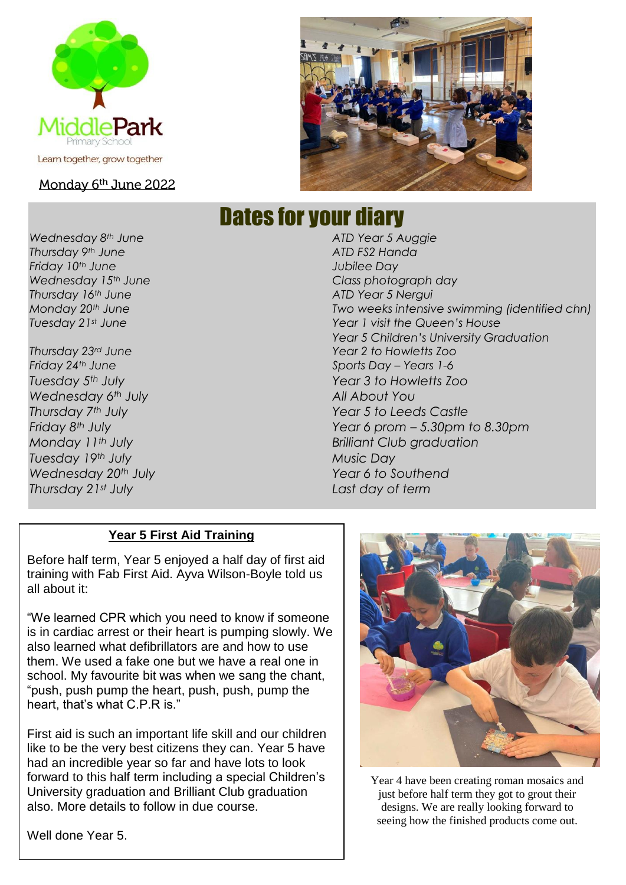Middle Park Primary School

Learn together, grow together

Monday 6th June 2022

# Dates for your diary

| | |
|---|---|
| *Wednesday 8th June* | *ATD Year 5 Auggie* |
| *Thursday 9th June* | *ATD FS2 Handa* |
| *Friday 10th June* | *Jubilee Day* |
| *Wednesday 15th June* | *Class photograph day* |
| *Thursday 16th June* | *ATD Year 5 Nergui* |
| *Monday 20th June* | *Two weeks intensive swimming (identified chn)* |
| *Tuesday 21st June* | *Year 1 visit the Queen's House* |
| | *Year 5 Children's University Graduation* |
| *Thursday 23rd June* | *Year 2 to Howletts Zoo* |
| *Friday 24th June* | *Sports Day – Years 1-6* |
| *Tuesday 5th July* | *Year 3 to Howletts Zoo* |
| *Wednesday 6th July* | *All About You* |
| *Thursday 7th July* | *Year 5 to Leeds Castle* |
| *Friday 8th July* | *Year 6 prom – 5.30pm to 8.30pm* |
| *Monday 11th July* | *Brilliant Club graduation* |
| *Tuesday 19th July* | *Music Day* |
| *Wednesday 20th July* | *Year 6 to Southend* |
| *Thursday 21st July* | *Last day of term* |

## Year 5 First Aid Training

Before half term, Year 5 enjoyed a half day of first aid training with Fab First Aid. Ayva Wilson-Boyle told us all about it:

"We learned CPR which you need to know if someone is in cardiac arrest or their heart is pumping slowly. We also learned what defibrillators are and how to use them. We used a fake one but we have a real one in school. My favourite bit was when we sang the chant, "push, push pump the heart, push, push, pump the heart, that's what C.P.R is."

First aid is such an important life skill and our children like to be the very best citizens they can. Year 5 have had an incredible year so far and have lots to look forward to this half term including a special Children's University graduation and Brilliant Club graduation also. More details to follow in due course.

Well done Year 5.

Year 4 have been creating roman mosaics and just before half term they got to grout their designs. We are really looking forward to seeing how the finished products come out.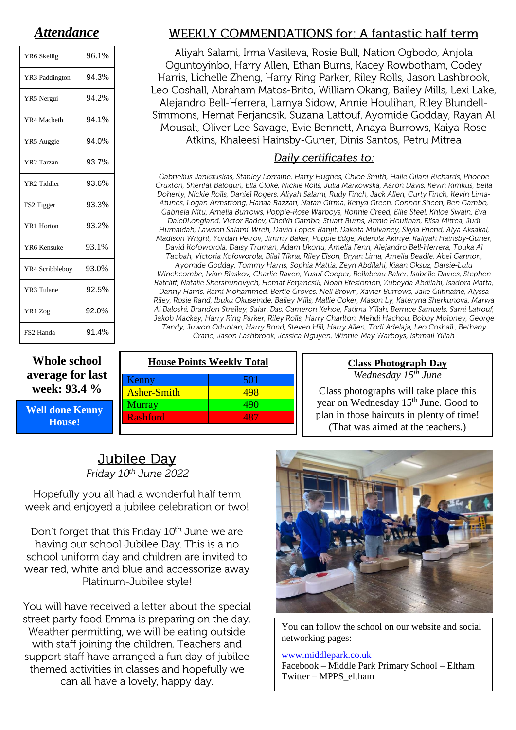## *Attendance*

| | |
|---|---|
| YR6 Skellig | 96.1% |
| YR3 Paddington | 94.3% |
| YR5 Nergui | 94.2% |
| YR4 Macbeth | 94.1% |
| YR5 Auggie | 94.0% |
| YR2 Tarzan | 93.7% |
| YR2 Tiddler | 93.6% |
| FS2 Tigger | 93.3% |
| YR1 Horton | 93.2% |
| YR6 Kensuke | 93.1% |
| YR4 Scribbleboy | 93.0% |
| YR3 Tulane | 92.5% |
| YR1 Zog | 92.0% |
| FS2 Handa | 91.4% |

**Whole school average for last week: 93.4 %**

**Well done Kenny House!**

## WEEKLY COMMENDATIONS for: A fantastic half term

Aliyah Salami, Irma Vasileva, Rosie Bull, Nation Ogbodo, Anjola Oguntoyinbo, Harry Allen, Ethan Burns, Kacey Rowbotham, Codey Harris, Lichelle Zheng, Harry Ring Parker, Riley Rolls, Jason Lashbrook, Leo Coshall, Abraham Matos-Brito, William Okang, Bailey Mills, Lexi Lake, Alejandro Bell-Herrera, Lamya Sidow, Annie Houlihan, Riley Blundell-Simmons, Hemat Ferjancsik, Suzana Lattouf, Ayomide Godday, Rayan Al Mousali, Oliver Lee Savage, Evie Bennett, Anaya Burrows, Kaiya-Rose Atkins, Khaleesi Hainsby-Guner, Dinis Santos, Petru Mitrea

### *Daily certificates to:*

*Gabrielius Jankauskas, Stanley Lorraine, Harry Hughes, Chloe Smith, Halle Gilani-Richards, Phoebe Cruxton, Sherifat Balogun, Ella Cloke, Nickie Rolls, Julia Markowska, Aaron Davis, Kevin Rimkus, Bella Doherty, Nickie Rolls, Daniel Rogers, Aliyah Salami, Rudy Finch, Jack Allen, Curty Finch, Kevin Lima-Atunes, Logan Armstrong, Hanaa Razzari, Natan Girma, Kenya Green, Connor Sheen, Ben Gambo, Gabriela Nitu, Amelia Burrows, Poppie-Rose Warboys, Ronnie Creed, Ellie Steel, Khloe Swain, Eva Dale0Longland, Victor Radev, Cheikh Gambo, Stuart Burns, Annie Houlihan, Elisa Mitrea, Judi Humaidah, Lawson Salami-Wreh, David Lopes-Ranjit, Dakota Mulvaney, Skyla Friend, Alya Aksakal, Madison Wright, Yordan Petrov, Jimmy Baker, Poppie Edge, Aderola Akinye, Kaliyah Hainsby-Guner, David Kofoworola, Daisy Truman, Adam Ukonu, Amelia Fenn, Alejandro Bell-Herrera, Touka Al Taobah, Victoria Kofoworola, Bilal Tikna, Riley Elson, Bryan Lima, Amelia Beadle, Abel Gannon, Ayomide Godday, Tommy Harris, Sophia Mattia, Zeyn Abdilahi, Kiaan Oksuz, Darsie-Lulu Winchcombe, Ivian Blaskov, Charlie Raven, Yusuf Cooper, Bellabeau Baker, Isabelle Davies, Stephen Ratcliff, Natalie Shershunovych, Hemat Ferjancsik, Noah Efesiomon, Zubeyda Abdilahi, Isadora Matta, Danny Harris, Rami Mohammed, Bertie Groves, Nell Brown, Xavier Burrows, Jake Giltinaine, Alyssa Riley, Rosie Rand, Ibuku Okuseinde, Bailey Mills, Mallie Coker, Mason Ly, Kateryna Sherkunova, Marwa Al Baloshi, Brandon Strelley, Saian Das, Cameron Kehoe, Fatima Yillah, Bernice Samuels, Sami Lattouf, Jakob Mackay, Harry Ring Parker, Riley Rolls, Harry Charlton, Mehdi Hachou, Bobby Moloney, George Tandy, Juwon Oduntan, Harry Bond, Steven Hill, Harry Allen, Todi Adelaja, Leo Coshall., Bethany Crane, Jason Lashbrook, Jessica Nguyen, Winnie-May Warboys, Ishmail Yillah*

**House Points Weekly Total**

| | |
|---|---|
| Kenny | 501 |
| Asher-Smith | 498 |
| Murray | 490 |
| Rashford | 487 |

**Class Photograph Day**

*Wednesday 15th June*

Class photographs will take place this year on Wednesday 15th June. Good to plan in those haircuts in plenty of time! (That was aimed at the teachers.)

## Jubilee Day

*Friday 10th June 2022*

Hopefully you all had a wonderful half term week and enjoyed a jubilee celebration or two!

Don't forget that this Friday 10th June we are having our school Jubilee Day. This is a no school uniform day and children are invited to wear red, white and blue and accessorize away Platinum-Jubilee style!

You will have received a letter about the special street party food Emma is preparing on the day. Weather permitting, we will be eating outside with staff joining the children. Teachers and support staff have arranged a fun day of jubilee themed activities in classes and hopefully we can all have a lovely, happy day.

You can follow the school on our website and social networking pages:

www.middlepark.co.uk

Facebook – Middle Park Primary School – Eltham

Twitter – MPPS_eltham